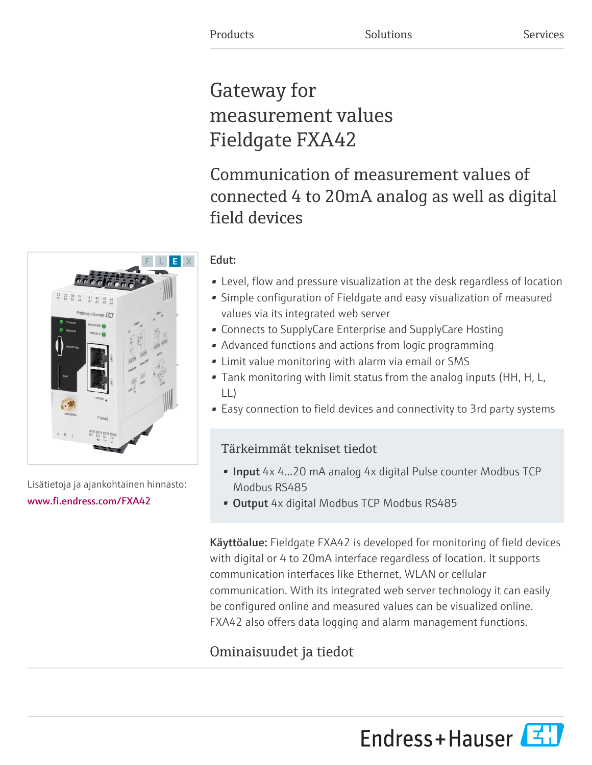Products Solutions Services

# Gateway for measurement values Fieldgate FXA42

## Communication of measurement values of connected 4 to 20mA analog as well as digital field devices

Lisätietoja ja ajankohtainen hinnasto:
www.fi.endress.com/FXA42

**Edut:**

- Level, flow and pressure visualization at the desk regardless of location
- Simple configuration of Fieldgate and easy visualization of measured values via its integrated web server
- Connects to SupplyCare Enterprise and SupplyCare Hosting
- Advanced functions and actions from logic programming
- Limit value monitoring with alarm via email or SMS
- Tank monitoring with limit status from the analog inputs (HH, H, L, LL)
- Easy connection to field devices and connectivity to 3rd party systems

### Tärkeimmät tekniset tiedot

- **Input** 4x 4...20 mA analog 4x digital Pulse counter Modbus TCP Modbus RS485
- **Output** 4x digital Modbus TCP Modbus RS485

**Käyttöalue:** Fieldgate FXA42 is developed for monitoring of field devices with digital or 4 to 20mA interface regardless of location. It supports communication interfaces like Ethernet, WLAN or cellular communication. With its integrated web server technology it can easily be configured online and measured values can be visualized online. FXA42 also offers data logging and alarm management functions.

## Ominaisuudet ja tiedot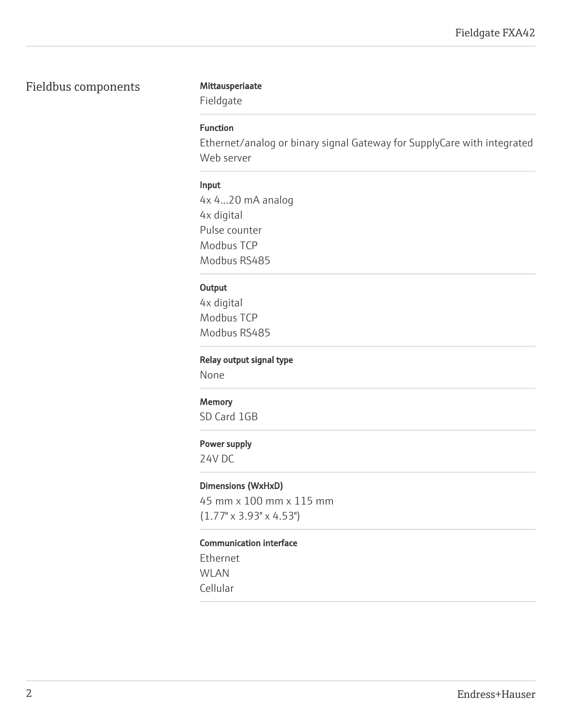## Fieldbus components

**Mittausperiaate**

Fieldgate

**Function**

Ethernet/analog or binary signal Gateway for SupplyCare with integrated Web server

**Input**

4x 4...20 mA analog
4x digital
Pulse counter
Modbus TCP
Modbus RS485

**Output**

4x digital
Modbus TCP
Modbus RS485

**Relay output signal type**

None

**Memory**

SD Card 1GB

**Power supply**

24V DC

**Dimensions (WxHxD)**

45 mm x 100 mm x 115 mm
(1.77" x 3.93" x 4.53")

**Communication interface**

Ethernet
WLAN
Cellular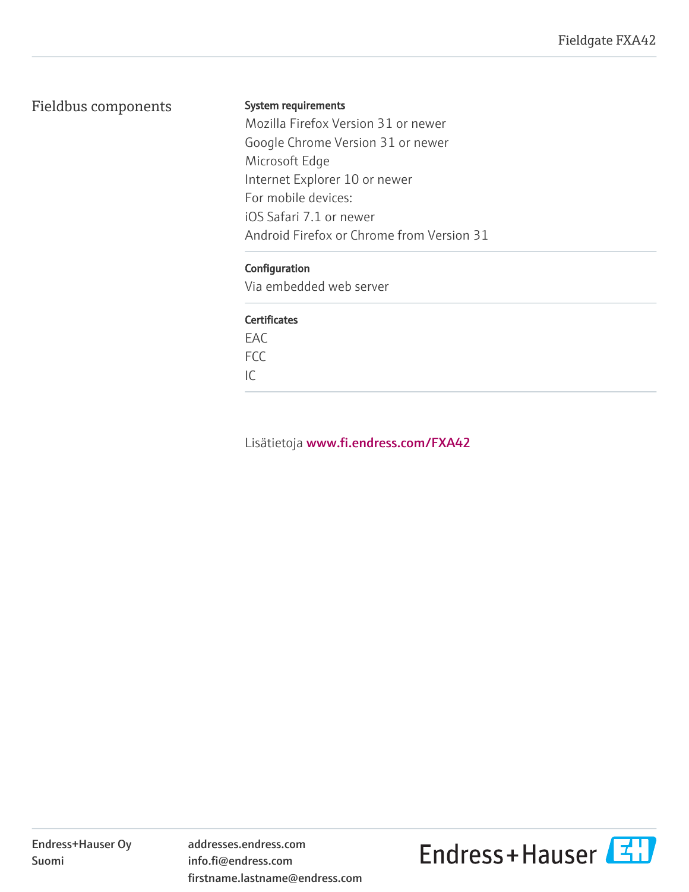## Fieldbus components

**System requirements**

Mozilla Firefox Version 31 or newer
Google Chrome Version 31 or newer
Microsoft Edge
Internet Explorer 10 or newer
For mobile devices:
iOS Safari 7.1 or newer
Android Firefox or Chrome from Version 31

**Configuration**

Via embedded web server

**Certificates**

EAC
FCC
IC

Lisätietoja www.fi.endress.com/FXA42

Endress+Hauser Oy
Suomi

addresses.endress.com
info.fi@endress.com
firstname.lastname@endress.com